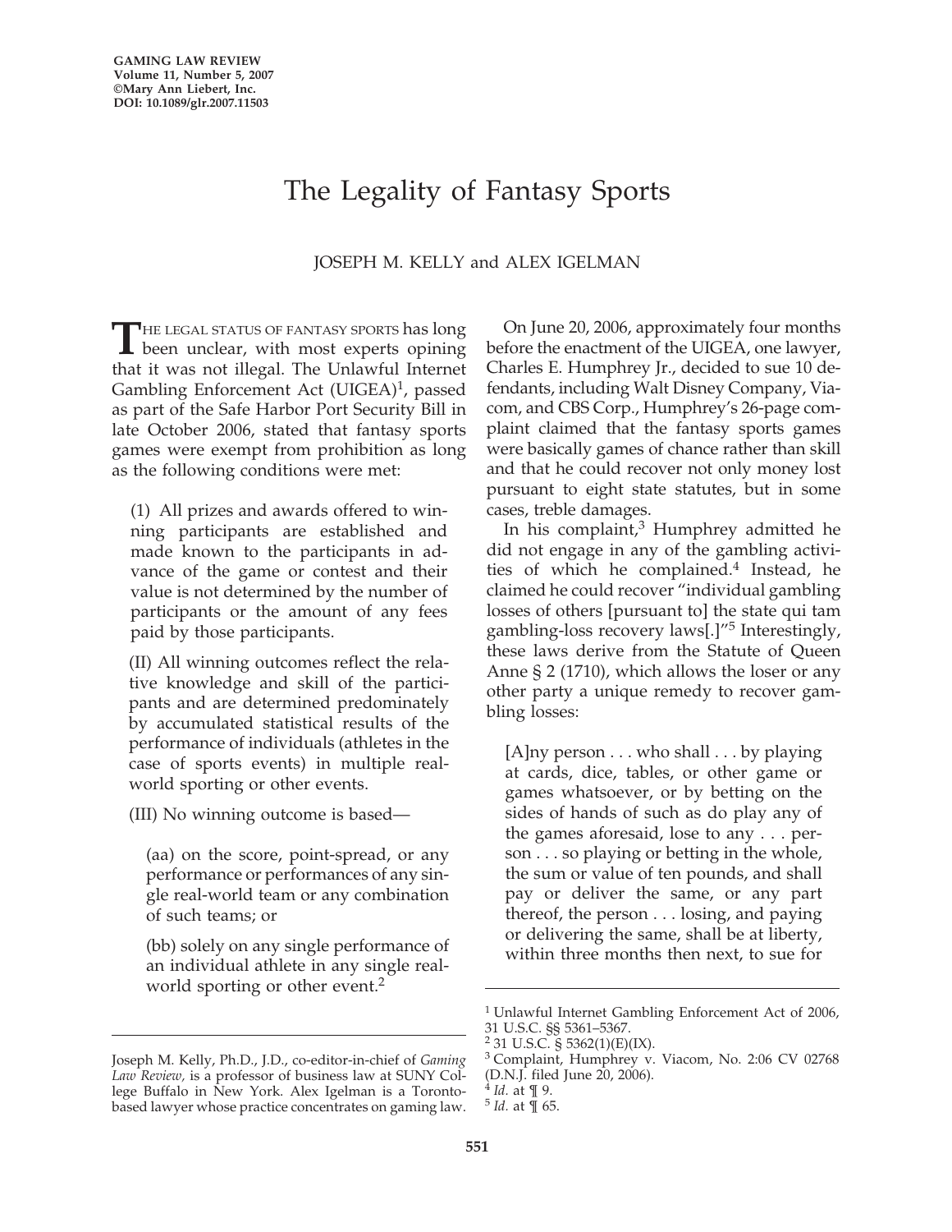GAMING LAW REVIEW
Volume 11, Number 5, 2007
©Mary Ann Liebert, Inc.
DOI: 10.1089/glr.2007.11503

# The Legality of Fantasy Sports

JOSEPH M. KELLY and ALEX IGELMAN

THE LEGAL STATUS OF FANTASY SPORTS has long been unclear, with most experts opining that it was not illegal. The Unlawful Internet Gambling Enforcement Act (UIGEA)[1], passed as part of the Safe Harbor Port Security Bill in late October 2006, stated that fantasy sports games were exempt from prohibition as long as the following conditions were met:

> (1) All prizes and awards offered to winning participants are established and made known to the participants in advance of the game or contest and their value is not determined by the number of participants or the amount of any fees paid by those participants.
>
> (II) All winning outcomes reflect the relative knowledge and skill of the participants and are determined predominately by accumulated statistical results of the performance of individuals (athletes in the case of sports events) in multiple real-world sporting or other events.
>
> (III) No winning outcome is based—
>
> > (aa) on the score, point-spread, or any performance or performances of any single real-world team or any combination of such teams; or
> >
> > (bb) solely on any single performance of an individual athlete in any single real-world sporting or other event.[2]

On June 20, 2006, approximately four months before the enactment of the UIGEA, one lawyer, Charles E. Humphrey Jr., decided to sue 10 defendants, including Walt Disney Company, Viacom, and CBS Corp., Humphrey's 26-page complaint claimed that the fantasy sports games were basically games of chance rather than skill and that he could recover not only money lost pursuant to eight state statutes, but in some cases, treble damages.

In his complaint,[3] Humphrey admitted he did not engage in any of the gambling activities of which he complained.[4] Instead, he claimed he could recover "individual gambling losses of others [pursuant to] the state qui tam gambling-loss recovery laws[.]"[5] Interestingly, these laws derive from the Statute of Queen Anne § 2 (1710), which allows the loser or any other party a unique remedy to recover gambling losses:

> [A]ny person . . . who shall . . . by playing at cards, dice, tables, or other game or games whatsoever, or by betting on the sides of hands of such as do play any of the games aforesaid, lose to any . . . person . . . so playing or betting in the whole, the sum or value of ten pounds, and shall pay or deliver the same, or any part thereof, the person . . . losing, and paying or delivering the same, shall be at liberty, within three months then next, to sue for

---

Joseph M. Kelly, Ph.D., J.D., co-editor-in-chief of *Gaming Law Review*, is a professor of business law at SUNY College Buffalo in New York. Alex Igelman is a Toronto-based lawyer whose practice concentrates on gaming law.

[1] Unlawful Internet Gambling Enforcement Act of 2006, 31 U.S.C. §§ 5361–5367.
[2] 31 U.S.C. § 5362(1)(E)(IX).
[3] Complaint, Humphrey v. Viacom, No. 2:06 CV 02768 (D.N.J. filed June 20, 2006).
[4] *Id.* at ¶ 9.
[5] *Id.* at ¶ 65.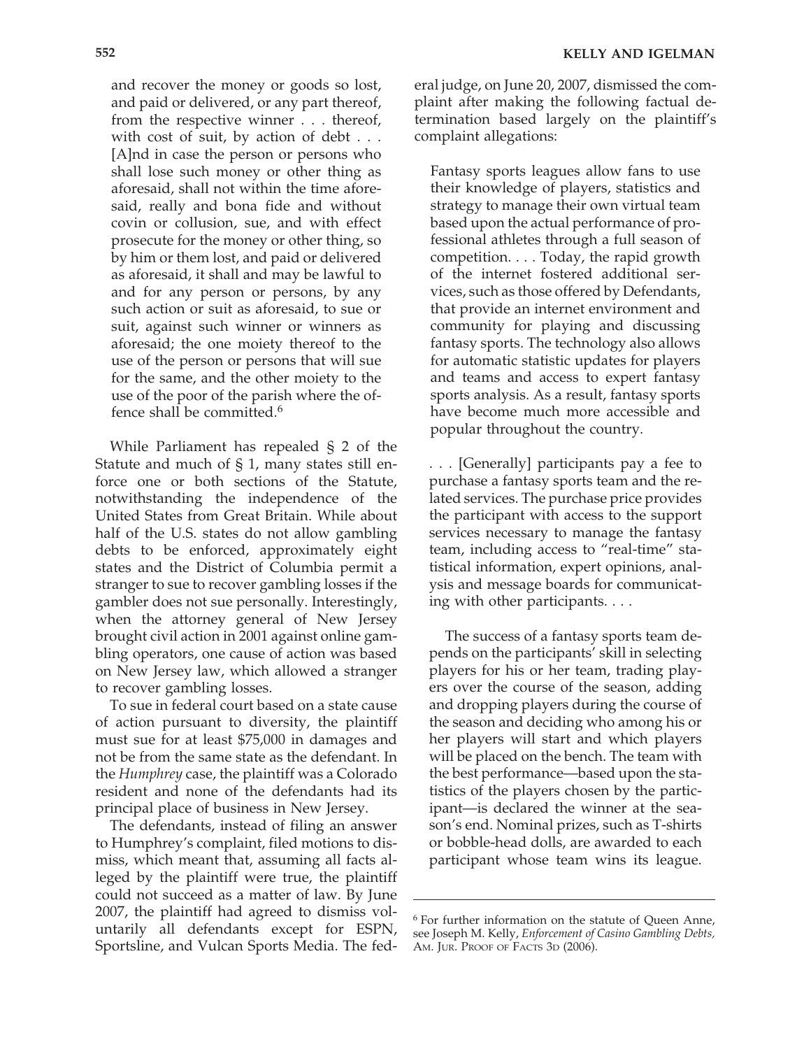> and recover the money or goods so lost, and paid or delivered, or any part thereof, from the respective winner . . . thereof, with cost of suit, by action of debt . . . [A]nd in case the person or persons who shall lose such money or other thing as aforesaid, shall not within the time aforesaid, really and bona fide and without covin or collusion, sue, and with effect prosecute for the money or other thing, so by him or them lost, and paid or delivered as aforesaid, it shall and may be lawful to and for any person or persons, by any such action or suit as aforesaid, to sue or suit, against such winner or winners as aforesaid; the one moiety thereof to the use of the person or persons that will sue for the same, and the other moiety to the use of the poor of the parish where the offence shall be committed.[6]

While Parliament has repealed § 2 of the Statute and much of § 1, many states still enforce one or both sections of the Statute, notwithstanding the independence of the United States from Great Britain. While about half of the U.S. states do not allow gambling debts to be enforced, approximately eight states and the District of Columbia permit a stranger to sue to recover gambling losses if the gambler does not sue personally. Interestingly, when the attorney general of New Jersey brought civil action in 2001 against online gambling operators, one cause of action was based on New Jersey law, which allowed a stranger to recover gambling losses.

To sue in federal court based on a state cause of action pursuant to diversity, the plaintiff must sue for at least $75,000 in damages and not be from the same state as the defendant. In the *Humphrey* case, the plaintiff was a Colorado resident and none of the defendants had its principal place of business in New Jersey.

The defendants, instead of filing an answer to Humphrey's complaint, filed motions to dismiss, which meant that, assuming all facts alleged by the plaintiff were true, the plaintiff could not succeed as a matter of law. By June 2007, the plaintiff had agreed to dismiss voluntarily all defendants except for ESPN, Sportsline, and Vulcan Sports Media. The federal judge, on June 20, 2007, dismissed the complaint after making the following factual determination based largely on the plaintiff's complaint allegations:

> Fantasy sports leagues allow fans to use their knowledge of players, statistics and strategy to manage their own virtual team based upon the actual performance of professional athletes through a full season of competition. . . . Today, the rapid growth of the internet fostered additional services, such as those offered by Defendants, that provide an internet environment and community for playing and discussing fantasy sports. The technology also allows for automatic statistic updates for players and teams and access to expert fantasy sports analysis. As a result, fantasy sports have become much more accessible and popular throughout the country.
>
> . . . [Generally] participants pay a fee to purchase a fantasy sports team and the related services. The purchase price provides the participant with access to the support services necessary to manage the fantasy team, including access to "real-time" statistical information, expert opinions, analysis and message boards for communicating with other participants. . . .
>
> The success of a fantasy sports team depends on the participants' skill in selecting players for his or her team, trading players over the course of the season, adding and dropping players during the course of the season and deciding who among his or her players will start and which players will be placed on the bench. The team with the best performance—based upon the statistics of the players chosen by the participant—is declared the winner at the season's end. Nominal prizes, such as T-shirts or bobble-head dolls, are awarded to each participant whose team wins its league.

---

[6] For further information on the statute of Queen Anne, see Joseph M. Kelly, *Enforcement of Casino Gambling Debts,* Am. Jur. Proof of Facts 3d (2006).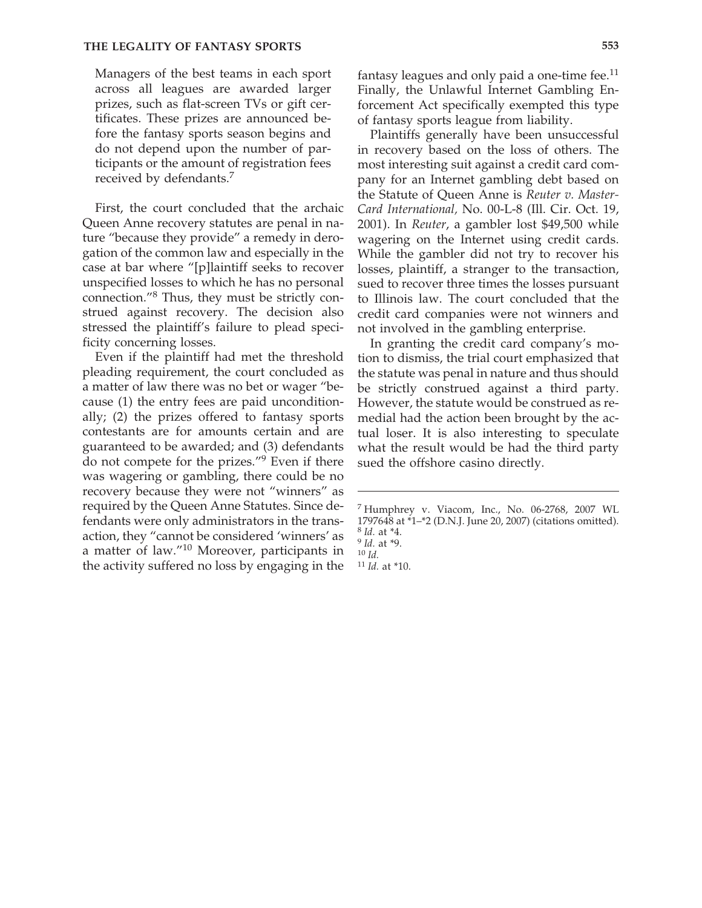Managers of the best teams in each sport across all leagues are awarded larger prizes, such as flat-screen TVs or gift certificates. These prizes are announced before the fantasy sports season begins and do not depend upon the number of participants or the amount of registration fees received by defendants.[7]

First, the court concluded that the archaic Queen Anne recovery statutes are penal in nature "because they provide" a remedy in derogation of the common law and especially in the case at bar where "[p]laintiff seeks to recover unspecified losses to which he has no personal connection."[8] Thus, they must be strictly construed against recovery. The decision also stressed the plaintiff's failure to plead specificity concerning losses.

Even if the plaintiff had met the threshold pleading requirement, the court concluded as a matter of law there was no bet or wager "because (1) the entry fees are paid unconditionally; (2) the prizes offered to fantasy sports contestants are for amounts certain and are guaranteed to be awarded; and (3) defendants do not compete for the prizes."[9] Even if there was wagering or gambling, there could be no recovery because they were not "winners" as required by the Queen Anne Statutes. Since defendants were only administrators in the transaction, they "cannot be considered 'winners' as a matter of law."[10] Moreover, participants in the activity suffered no loss by engaging in the fantasy leagues and only paid a one-time fee.[11] Finally, the Unlawful Internet Gambling Enforcement Act specifically exempted this type of fantasy sports league from liability.

Plaintiffs generally have been unsuccessful in recovery based on the loss of others. The most interesting suit against a credit card company for an Internet gambling debt based on the Statute of Queen Anne is *Reuter v. MasterCard International,* No. 00-L-8 (Ill. Cir. Oct. 19, 2001). In *Reuter*, a gambler lost $49,500 while wagering on the Internet using credit cards. While the gambler did not try to recover his losses, plaintiff, a stranger to the transaction, sued to recover three times the losses pursuant to Illinois law. The court concluded that the credit card companies were not winners and not involved in the gambling enterprise.

In granting the credit card company's motion to dismiss, the trial court emphasized that the statute was penal in nature and thus should be strictly construed against a third party. However, the statute would be construed as remedial had the action been brought by the actual loser. It is also interesting to speculate what the result would be had the third party sued the offshore casino directly.

---

[7] Humphrey v. Viacom, Inc., No. 06-2768, 2007 WL 1797648 at *1–*2 (D.N.J. June 20, 2007) (citations omitted).
[8] *Id.* at *4.
[9] *Id.* at *9.
[10] *Id.*
[11] *Id.* at *10.